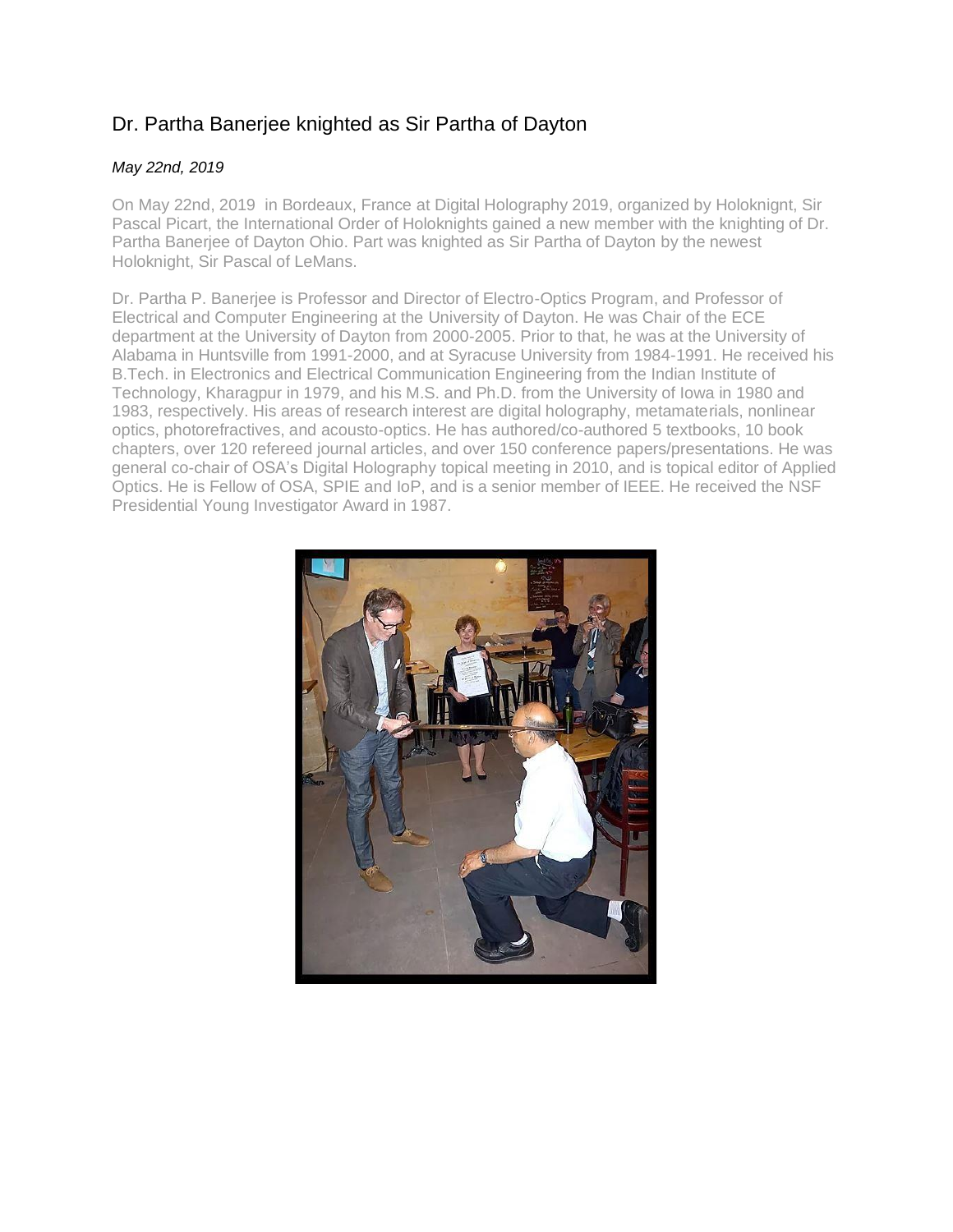# Dr. Partha Banerjee knighted as Sir Partha of Dayton

*May 22nd, 2019*

On May 22nd, 2019 in Bordeaux, France at Digital Holography 2019, organized by Holoknignt, Sir Pascal Picart, the International Order of Holoknights gained a new member with the knighting of Dr. Partha Banerjee of Dayton Ohio. Part was knighted as Sir Partha of Dayton by the newest Holoknight, Sir Pascal of LeMans.

Dr. Partha P. Banerjee is Professor and Director of Electro-Optics Program, and Professor of Electrical and Computer Engineering at the University of Dayton. He was Chair of the ECE department at the University of Dayton from 2000-2005. Prior to that, he was at the University of Alabama in Huntsville from 1991-2000, and at Syracuse University from 1984-1991. He received his B.Tech. in Electronics and Electrical Communication Engineering from the Indian Institute of Technology, Kharagpur in 1979, and his M.S. and Ph.D. from the University of Iowa in 1980 and 1983, respectively. His areas of research interest are digital holography, metamaterials, nonlinear optics, photorefractives, and acousto-optics. He has authored/co-authored 5 textbooks, 10 book chapters, over 120 refereed journal articles, and over 150 conference papers/presentations. He was general co-chair of OSA's Digital Holography topical meeting in 2010, and is topical editor of Applied Optics. He is Fellow of OSA, SPIE and IoP, and is a senior member of IEEE. He received the NSF Presidential Young Investigator Award in 1987.